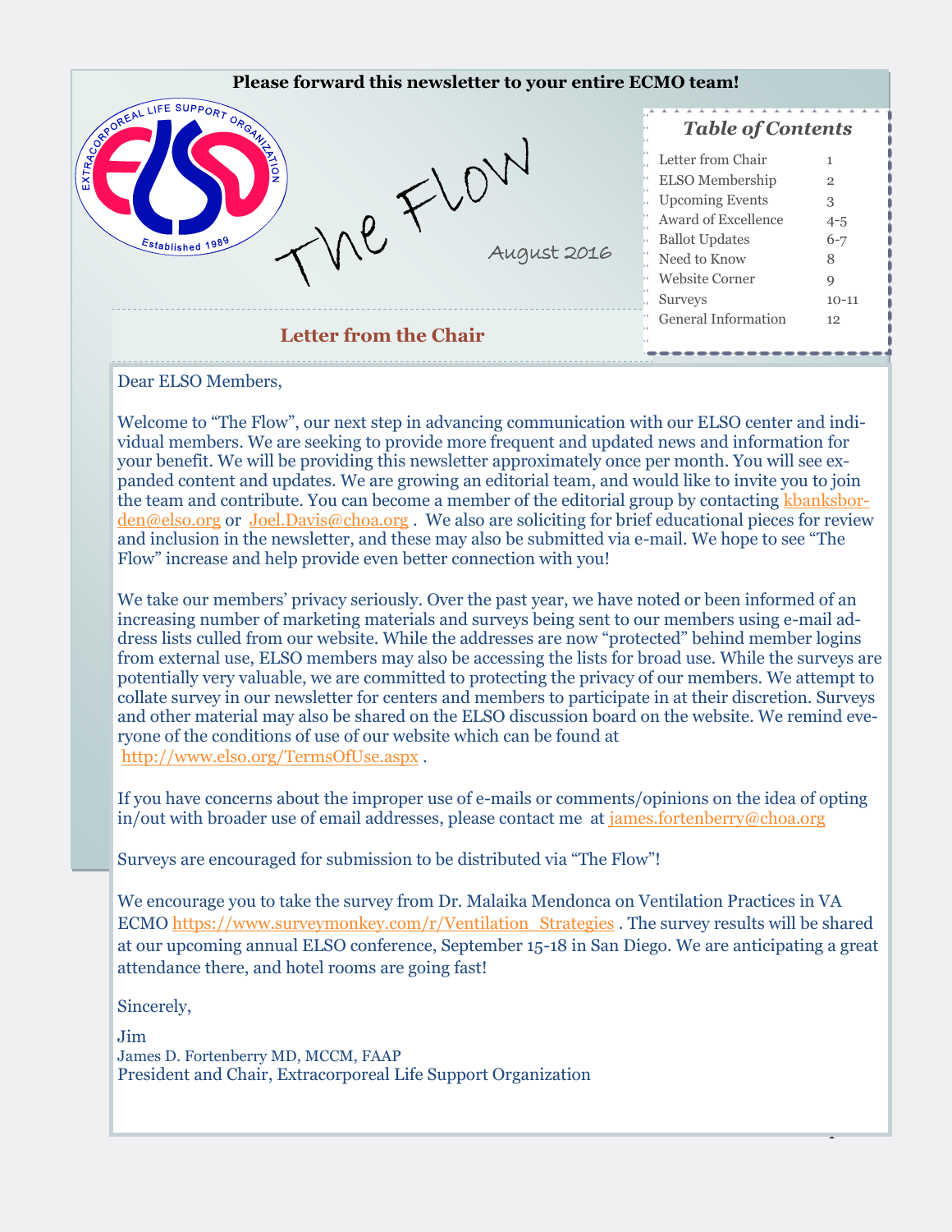**Please forward this newsletter to your entire ECMO team!**

# The Flow

August 2016

### Table of Contents

| | |
|---|---|
| Letter from Chair | 1 |
| ELSO Membership | 2 |
| Upcoming Events | 3 |
| Award of Excellence | 4-5 |
| Ballot Updates | 6-7 |
| Need to Know | 8 |
| Website Corner | 9 |
| Surveys | 10-11 |
| General Information | 12 |

## Letter from the Chair

Dear ELSO Members,

Welcome to "The Flow", our next step in advancing communication with our ELSO center and individual members. We are seeking to provide more frequent and updated news and information for your benefit. We will be providing this newsletter approximately once per month. You will see expanded content and updates. We are growing an editorial team, and would like to invite you to join the team and contribute. You can become a member of the editorial group by contacting kbanksborden@elso.org or Joel.Davis@choa.org . We also are soliciting for brief educational pieces for review and inclusion in the newsletter, and these may also be submitted via e-mail. We hope to see "The Flow" increase and help provide even better connection with you!

We take our members' privacy seriously. Over the past year, we have noted or been informed of an increasing number of marketing materials and surveys being sent to our members using e-mail address lists culled from our website. While the addresses are now "protected" behind member logins from external use, ELSO members may also be accessing the lists for broad use. While the surveys are potentially very valuable, we are committed to protecting the privacy of our members. We attempt to collate survey in our newsletter for centers and members to participate in at their discretion. Surveys and other material may also be shared on the ELSO discussion board on the website. We remind everyone of the conditions of use of our website which can be found at http://www.elso.org/TermsOfUse.aspx .

If you have concerns about the improper use of e-mails or comments/opinions on the idea of opting in/out with broader use of email addresses, please contact me at james.fortenberry@choa.org

Surveys are encouraged for submission to be distributed via "The Flow"!

We encourage you to take the survey from Dr. Malaika Mendonca on Ventilation Practices in VA ECMO https://www.surveymonkey.com/r/Ventilation_Strategies . The survey results will be shared at our upcoming annual ELSO conference, September 15-18 in San Diego. We are anticipating a great attendance there, and hotel rooms are going fast!

Sincerely,

Jim
James D. Fortenberry MD, MCCM, FAAP
President and Chair, Extracorporeal Life Support Organization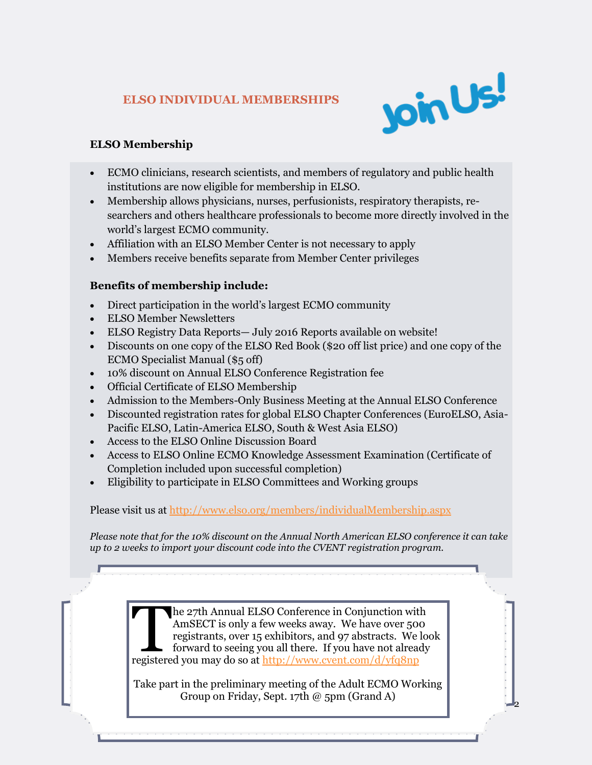## ELSO INDIVIDUAL MEMBERSHIPS

Join Us!

### ELSO Membership

- ECMO clinicians, research scientists, and members of regulatory and public health institutions are now eligible for membership in ELSO.
- Membership allows physicians, nurses, perfusionists, respiratory therapists, researchers and others healthcare professionals to become more directly involved in the world's largest ECMO community.
- Affiliation with an ELSO Member Center is not necessary to apply
- Members receive benefits separate from Member Center privileges

### Benefits of membership include:

- Direct participation in the world's largest ECMO community
- ELSO Member Newsletters
- ELSO Registry Data Reports— July 2016 Reports available on website!
- Discounts on one copy of the ELSO Red Book ($20 off list price) and one copy of the ECMO Specialist Manual ($5 off)
- 10% discount on Annual ELSO Conference Registration fee
- Official Certificate of ELSO Membership
- Admission to the Members-Only Business Meeting at the Annual ELSO Conference
- Discounted registration rates for global ELSO Chapter Conferences (EuroELSO, Asia-Pacific ELSO, Latin-America ELSO, South & West Asia ELSO)
- Access to the ELSO Online Discussion Board
- Access to ELSO Online ECMO Knowledge Assessment Examination (Certificate of Completion included upon successful completion)
- Eligibility to participate in ELSO Committees and Working groups

Please visit us at http://www.elso.org/members/individualMembership.aspx

*Please note that for the 10% discount on the Annual North American ELSO conference it can take up to 2 weeks to import your discount code into the CVENT registration program.*

The 27th Annual ELSO Conference in Conjunction with AmSECT is only a few weeks away. We have over 500 registrants, over 15 exhibitors, and 97 abstracts. We look forward to seeing you all there. If you have not already registered you may do so at http://www.cvent.com/d/yfq8np

Take part in the preliminary meeting of the Adult ECMO Working Group on Friday, Sept. 17th @ 5pm (Grand A)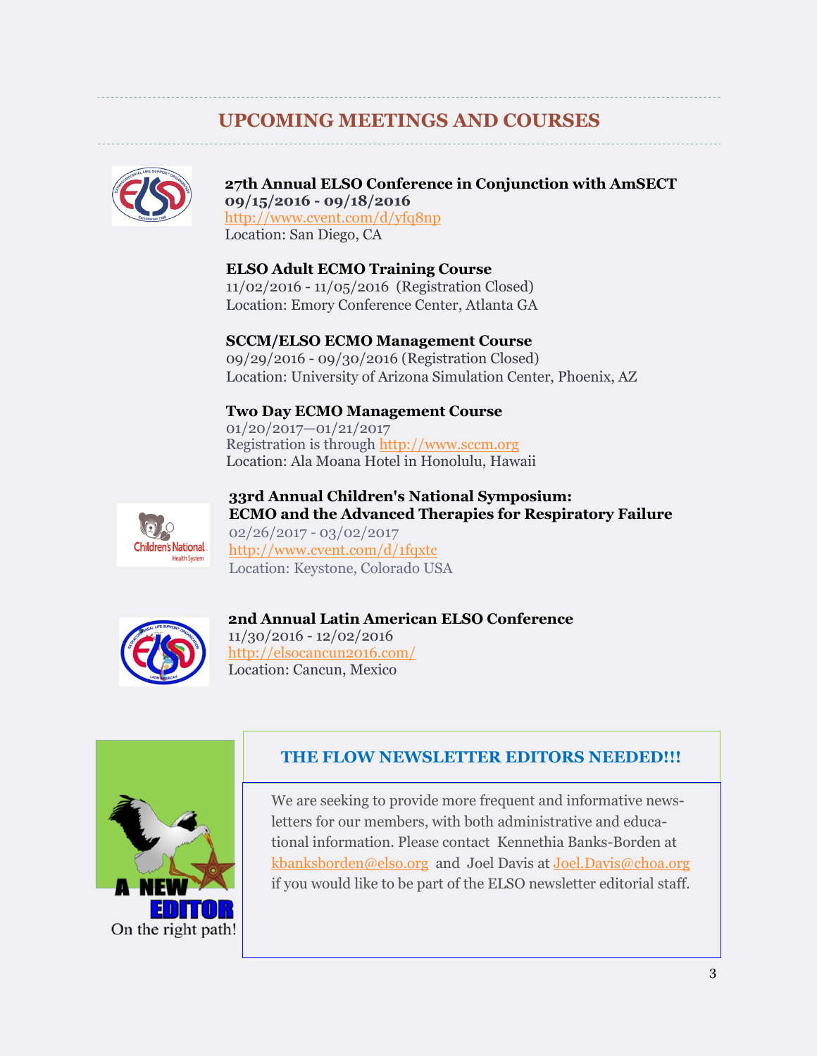## UPCOMING MEETINGS AND COURSES

**27th Annual ELSO Conference in Conjunction with AmSECT**
**09/15/2016 - 09/18/2016**
http://www.cvent.com/d/yfq8np
Location: San Diego, CA

**ELSO Adult ECMO Training Course**
11/02/2016 - 11/05/2016 (Registration Closed)
Location: Emory Conference Center, Atlanta GA

**SCCM/ELSO ECMO Management Course**
09/29/2016 - 09/30/2016 (Registration Closed)
Location: University of Arizona Simulation Center, Phoenix, AZ

**Two Day ECMO Management Course**
01/20/2017—01/21/2017
Registration is through http://www.sccm.org
Location: Ala Moana Hotel in Honolulu, Hawaii

**33rd Annual Children's National Symposium:**
**ECMO and the Advanced Therapies for Respiratory Failure**
02/26/2017 - 03/02/2017
http://www.cvent.com/d/1fqxtc
Location: Keystone, Colorado USA

**2nd Annual Latin American ELSO Conference**
11/30/2016 - 12/02/2016
http://elsocancun2016.com/
Location: Cancun, Mexico

### THE FLOW NEWSLETTER EDITORS NEEDED!!!

We are seeking to provide more frequent and informative newsletters for our members, with both administrative and educational information. Please contact Kennethia Banks-Borden at kbanksborden@elso.org and Joel Davis at Joel.Davis@choa.org if you would like to be part of the ELSO newsletter editorial staff.

A NEW EDITOR
On the right path!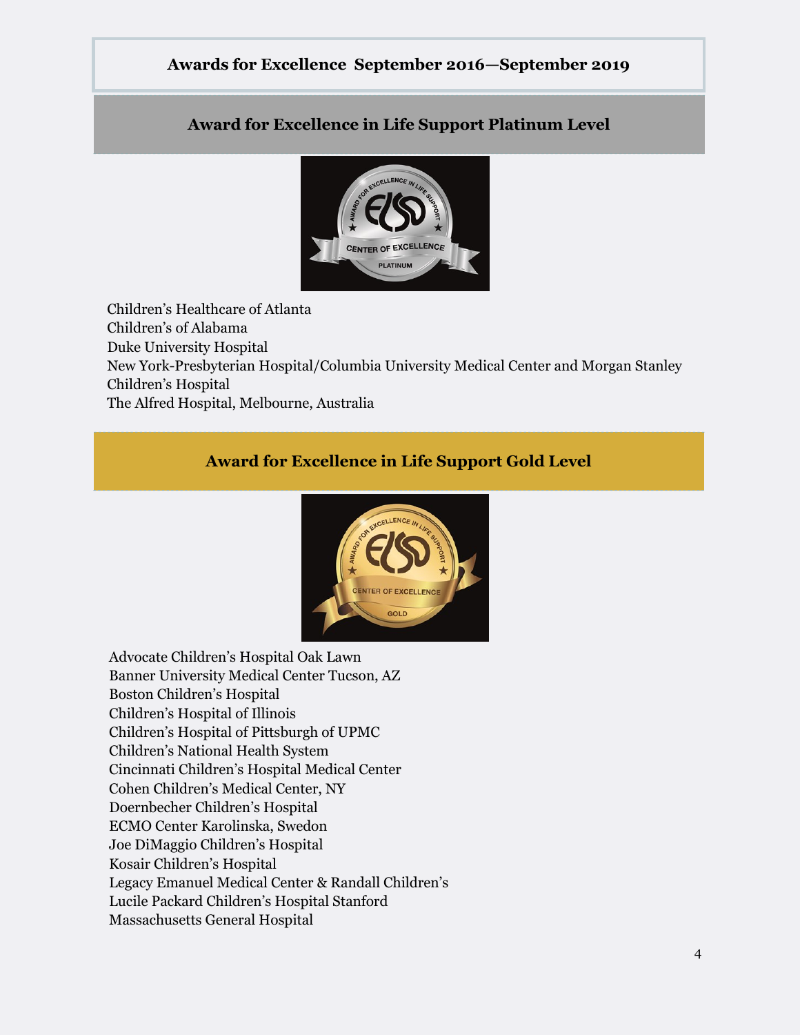# Awards for Excellence September 2016—September 2019

## Award for Excellence in Life Support Platinum Level

Children's Healthcare of Atlanta
Children's of Alabama
Duke University Hospital
New York-Presbyterian Hospital/Columbia University Medical Center and Morgan Stanley Children's Hospital
The Alfred Hospital, Melbourne, Australia

## Award for Excellence in Life Support Gold Level

Advocate Children's Hospital Oak Lawn
Banner University Medical Center Tucson, AZ
Boston Children's Hospital
Children's Hospital of Illinois
Children's Hospital of Pittsburgh of UPMC
Children's National Health System
Cincinnati Children's Hospital Medical Center
Cohen Children's Medical Center, NY
Doernbecher Children's Hospital
ECMO Center Karolinska, Swedon
Joe DiMaggio Children's Hospital
Kosair Children's Hospital
Legacy Emanuel Medical Center & Randall Children's
Lucile Packard Children's Hospital Stanford
Massachusetts General Hospital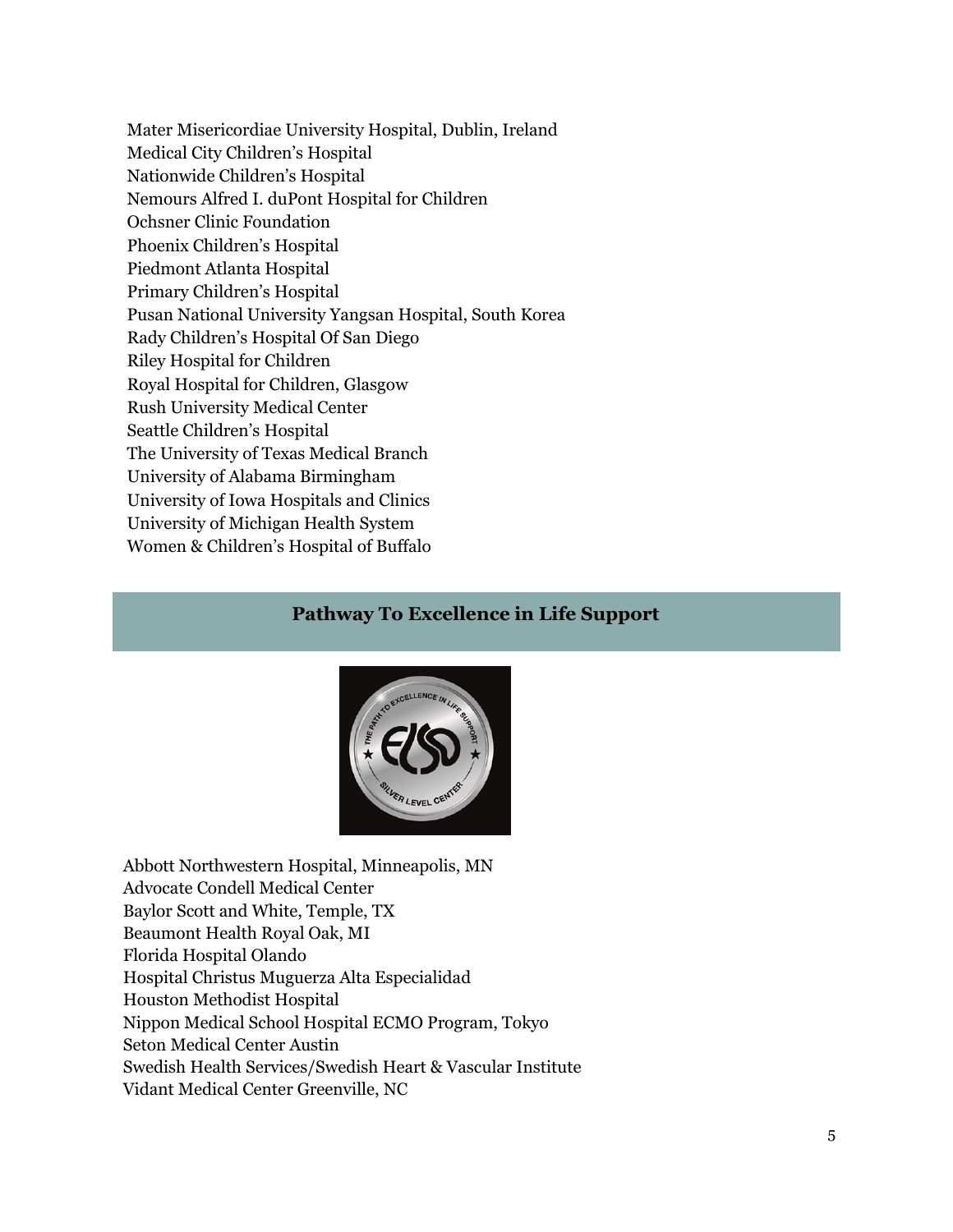Mater Misericordiae University Hospital, Dublin, Ireland
Medical City Children's Hospital
Nationwide Children's Hospital
Nemours Alfred I. duPont Hospital for Children
Ochsner Clinic Foundation
Phoenix Children's Hospital
Piedmont Atlanta Hospital
Primary Children's Hospital
Pusan National University Yangsan Hospital, South Korea
Rady Children's Hospital Of San Diego
Riley Hospital for Children
Royal Hospital for Children, Glasgow
Rush University Medical Center
Seattle Children's Hospital
The University of Texas Medical Branch
University of Alabama Birmingham
University of Iowa Hospitals and Clinics
University of Michigan Health System
Women & Children's Hospital of Buffalo

## Pathway To Excellence in Life Support

Abbott Northwestern Hospital, Minneapolis, MN
Advocate Condell Medical Center
Baylor Scott and White, Temple, TX
Beaumont Health Royal Oak, MI
Florida Hospital Olando
Hospital Christus Muguerza Alta Especialidad
Houston Methodist Hospital
Nippon Medical School Hospital ECMO Program, Tokyo
Seton Medical Center Austin
Swedish Health Services/Swedish Heart & Vascular Institute
Vidant Medical Center Greenville, NC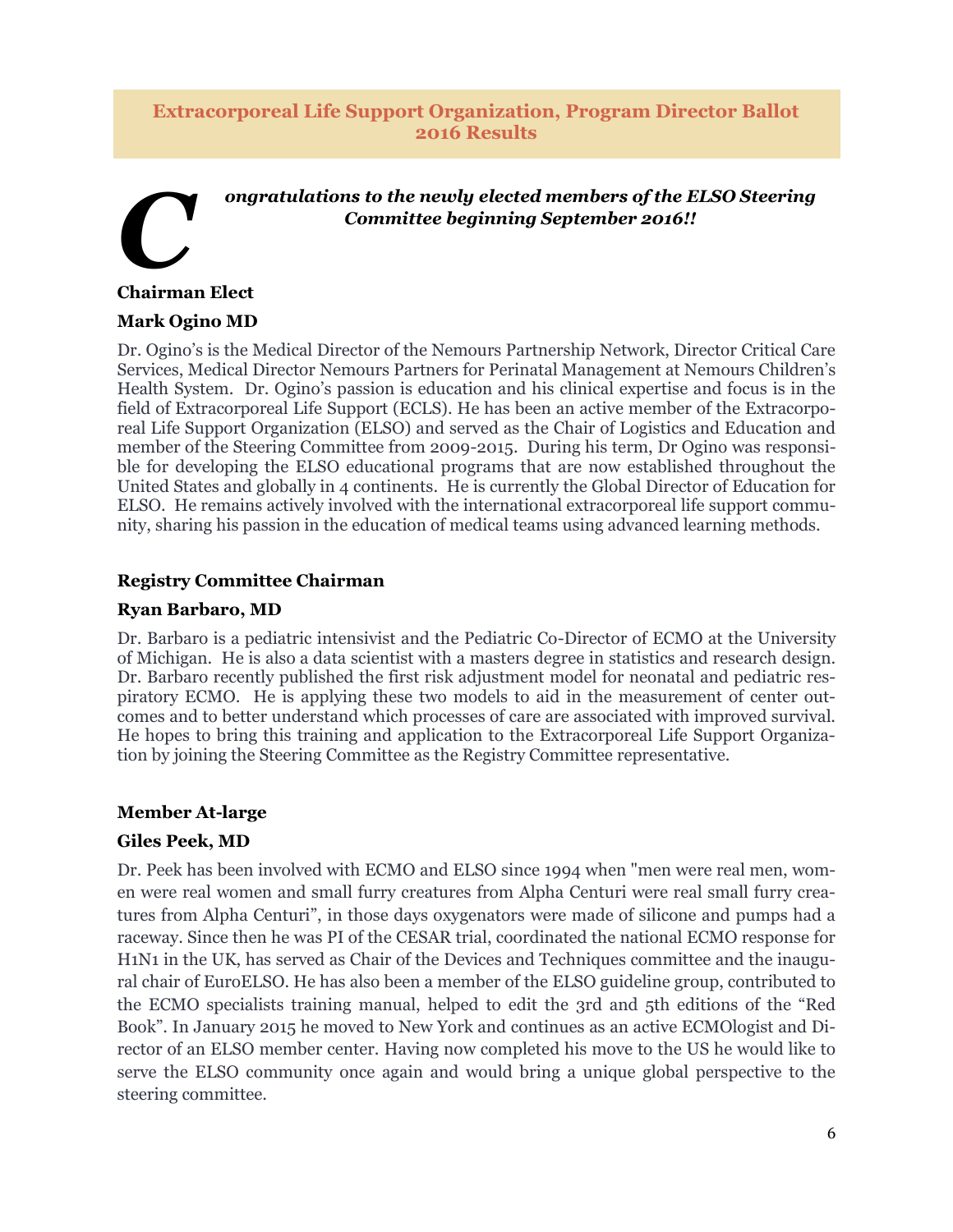## Extracorporeal Life Support Organization, Program Director Ballot 2016 Results

***Congratulations to the newly elected members of the ELSO Steering Committee beginning September 2016!!***

**Chairman Elect**

**Mark Ogino MD**

Dr. Ogino's is the Medical Director of the Nemours Partnership Network, Director Critical Care Services, Medical Director Nemours Partners for Perinatal Management at Nemours Children's Health System. Dr. Ogino's passion is education and his clinical expertise and focus is in the field of Extracorporeal Life Support (ECLS). He has been an active member of the Extracorporeal Life Support Organization (ELSO) and served as the Chair of Logistics and Education and member of the Steering Committee from 2009-2015. During his term, Dr Ogino was responsible for developing the ELSO educational programs that are now established throughout the United States and globally in 4 continents. He is currently the Global Director of Education for ELSO. He remains actively involved with the international extracorporeal life support community, sharing his passion in the education of medical teams using advanced learning methods.

**Registry Committee Chairman**

**Ryan Barbaro, MD**

Dr. Barbaro is a pediatric intensivist and the Pediatric Co-Director of ECMO at the University of Michigan. He is also a data scientist with a masters degree in statistics and research design. Dr. Barbaro recently published the first risk adjustment model for neonatal and pediatric respiratory ECMO. He is applying these two models to aid in the measurement of center outcomes and to better understand which processes of care are associated with improved survival. He hopes to bring this training and application to the Extracorporeal Life Support Organization by joining the Steering Committee as the Registry Committee representative.

**Member At-large**

**Giles Peek, MD**

Dr. Peek has been involved with ECMO and ELSO since 1994 when "men were real men, women were real women and small furry creatures from Alpha Centuri were real small furry creatures from Alpha Centuri", in those days oxygenators were made of silicone and pumps had a raceway. Since then he was PI of the CESAR trial, coordinated the national ECMO response for H1N1 in the UK, has served as Chair of the Devices and Techniques committee and the inaugural chair of EuroELSO. He has also been a member of the ELSO guideline group, contributed to the ECMO specialists training manual, helped to edit the 3rd and 5th editions of the "Red Book". In January 2015 he moved to New York and continues as an active ECMOlogist and Director of an ELSO member center. Having now completed his move to the US he would like to serve the ELSO community once again and would bring a unique global perspective to the steering committee.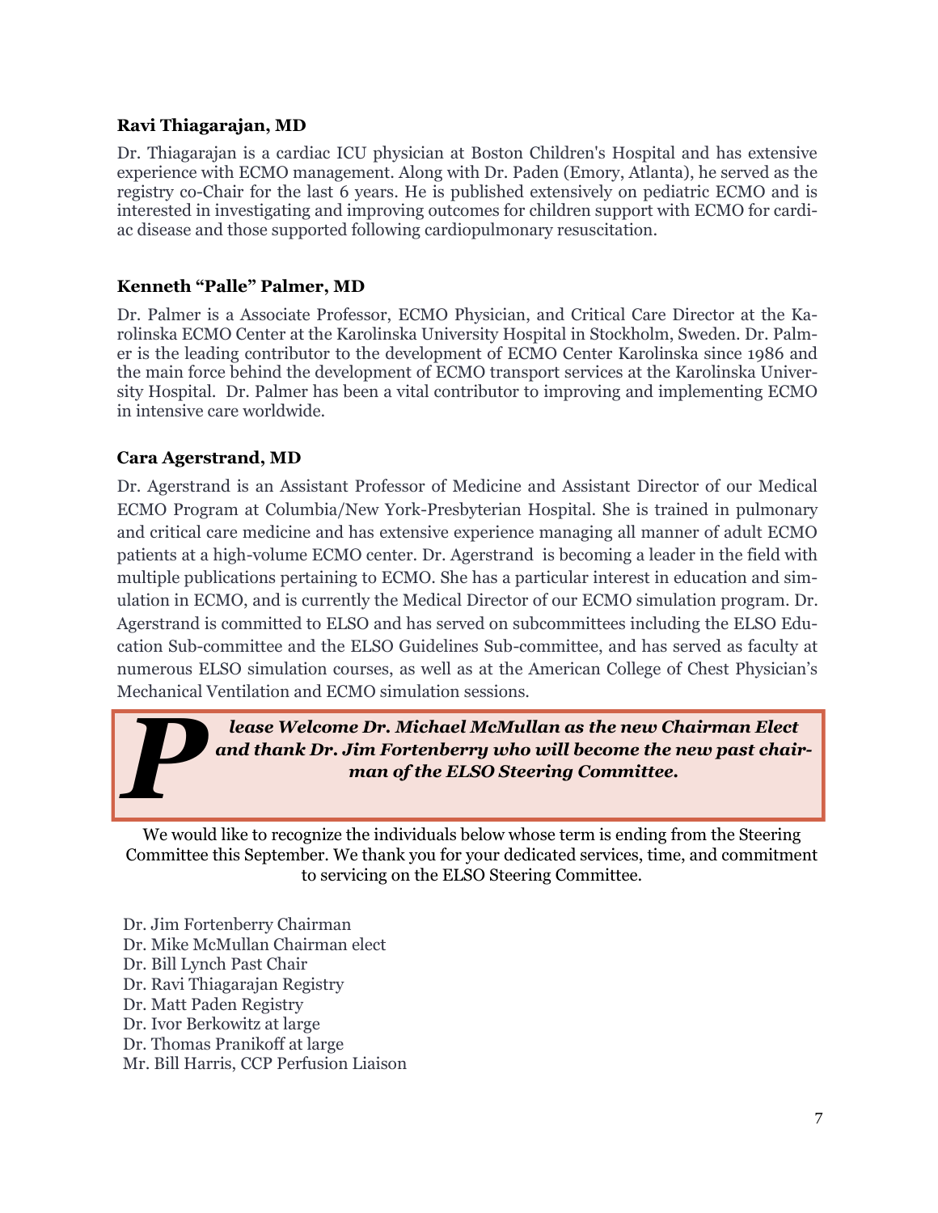**Ravi Thiagarajan, MD**

Dr. Thiagarajan is a cardiac ICU physician at Boston Children's Hospital and has extensive experience with ECMO management. Along with Dr. Paden (Emory, Atlanta), he served as the registry co-Chair for the last 6 years. He is published extensively on pediatric ECMO and is interested in investigating and improving outcomes for children support with ECMO for cardiac disease and those supported following cardiopulmonary resuscitation.

**Kenneth "Palle" Palmer, MD**

Dr. Palmer is a Associate Professor, ECMO Physician, and Critical Care Director at the Karolinska ECMO Center at the Karolinska University Hospital in Stockholm, Sweden. Dr. Palmer is the leading contributor to the development of ECMO Center Karolinska since 1986 and the main force behind the development of ECMO transport services at the Karolinska University Hospital. Dr. Palmer has been a vital contributor to improving and implementing ECMO in intensive care worldwide.

**Cara Agerstrand, MD**

Dr. Agerstrand is an Assistant Professor of Medicine and Assistant Director of our Medical ECMO Program at Columbia/New York-Presbyterian Hospital. She is trained in pulmonary and critical care medicine and has extensive experience managing all manner of adult ECMO patients at a high-volume ECMO center. Dr. Agerstrand is becoming a leader in the field with multiple publications pertaining to ECMO. She has a particular interest in education and simulation in ECMO, and is currently the Medical Director of our ECMO simulation program. Dr. Agerstrand is committed to ELSO and has served on subcommittees including the ELSO Education Sub-committee and the ELSO Guidelines Sub-committee, and has served as faculty at numerous ELSO simulation courses, as well as at the American College of Chest Physician's Mechanical Ventilation and ECMO simulation sessions.

***Please Welcome Dr. Michael McMullan as the new Chairman Elect and thank Dr. Jim Fortenberry who will become the new past chairman of the ELSO Steering Committee.***

We would like to recognize the individuals below whose term is ending from the Steering Committee this September. We thank you for your dedicated services, time, and commitment to servicing on the ELSO Steering Committee.

Dr. Jim Fortenberry Chairman
Dr. Mike McMullan Chairman elect
Dr. Bill Lynch Past Chair
Dr. Ravi Thiagarajan Registry
Dr. Matt Paden Registry
Dr. Ivor Berkowitz at large
Dr. Thomas Pranikoff at large
Mr. Bill Harris, CCP Perfusion Liaison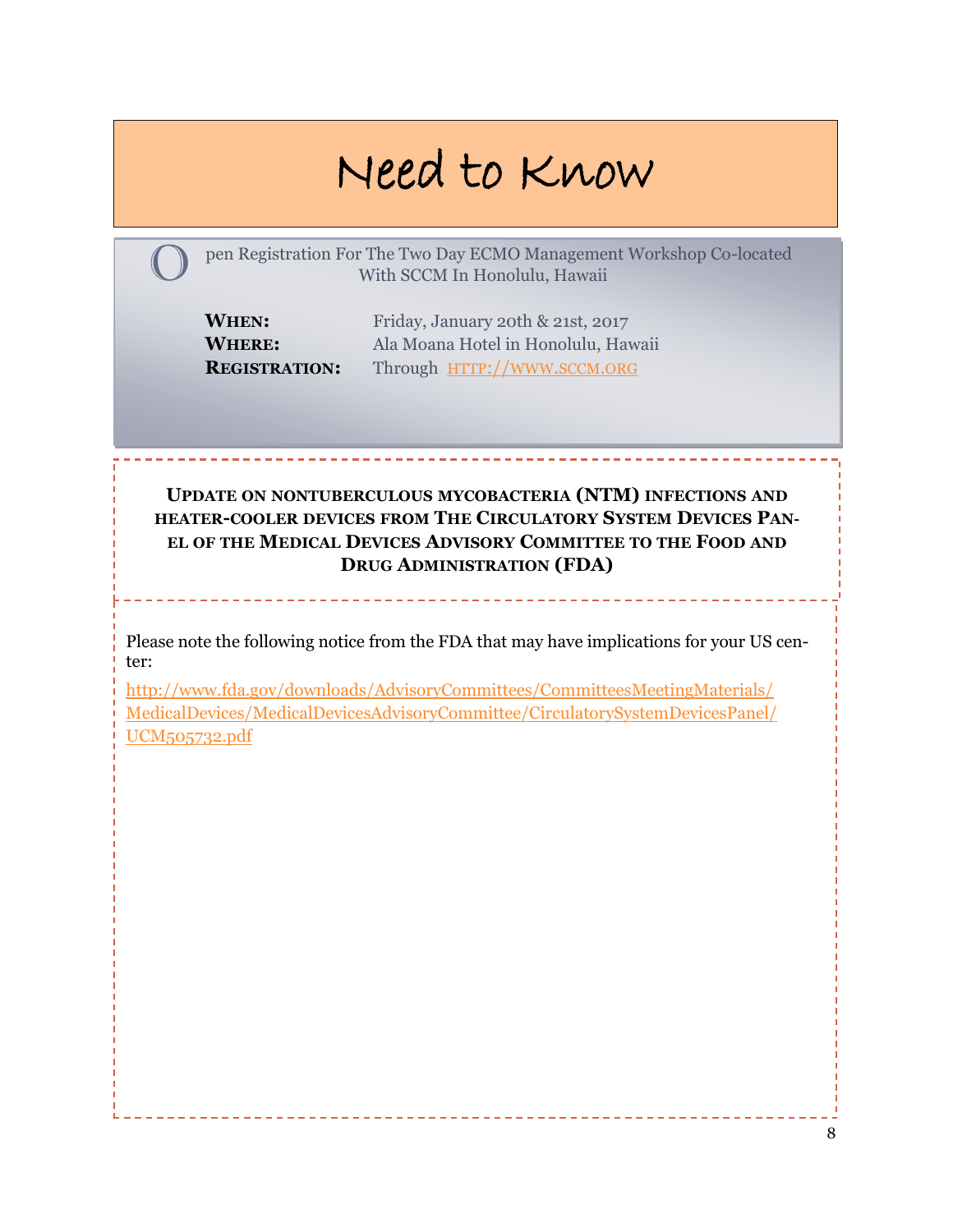# Need to Know

Open Registration For The Two Day ECMO Management Workshop Co-located With SCCM In Honolulu, Hawaii

**WHEN:** Friday, January 20th & 21st, 2017
**WHERE:** Ala Moana Hotel in Honolulu, Hawaii
**REGISTRATION:** Through HTTP://WWW.SCCM.ORG

**UPDATE ON NONTUBERCULOUS MYCOBACTERIA (NTM) INFECTIONS AND HEATER-COOLER DEVICES FROM THE CIRCULATORY SYSTEM DEVICES PANEL OF THE MEDICAL DEVICES ADVISORY COMMITTEE TO THE FOOD AND DRUG ADMINISTRATION (FDA)**

Please note the following notice from the FDA that may have implications for your US center:

http://www.fda.gov/downloads/AdvisoryCommittees/CommitteesMeetingMaterials/MedicalDevices/MedicalDevicesAdvisoryCommittee/CirculatorySystemDevicesPanel/UCM505732.pdf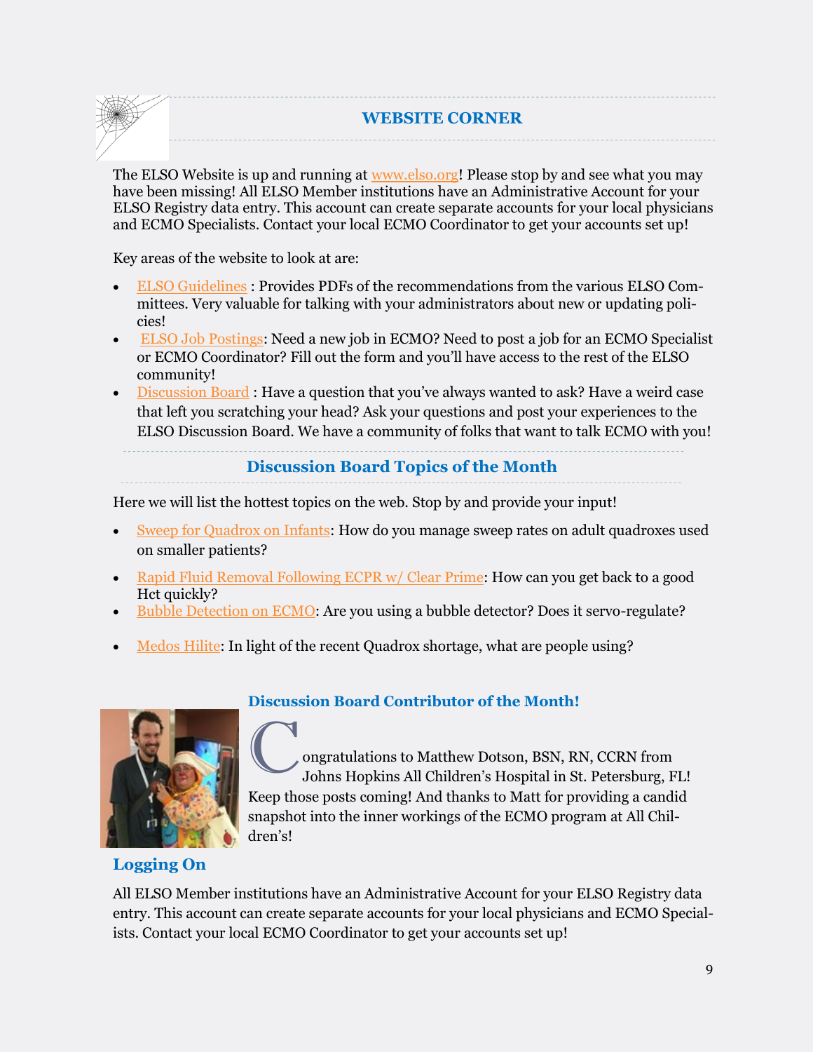## WEBSITE CORNER

The ELSO Website is up and running at www.elso.org! Please stop by and see what you may have been missing! All ELSO Member institutions have an Administrative Account for your ELSO Registry data entry. This account can create separate accounts for your local physicians and ECMO Specialists. Contact your local ECMO Coordinator to get your accounts set up!

Key areas of the website to look at are:

- ELSO Guidelines : Provides PDFs of the recommendations from the various ELSO Committees. Very valuable for talking with your administrators about new or updating policies!
- ELSO Job Postings: Need a new job in ECMO? Need to post a job for an ECMO Specialist or ECMO Coordinator? Fill out the form and you'll have access to the rest of the ELSO community!
- Discussion Board : Have a question that you've always wanted to ask? Have a weird case that left you scratching your head? Ask your questions and post your experiences to the ELSO Discussion Board. We have a community of folks that want to talk ECMO with you!

## Discussion Board Topics of the Month

Here we will list the hottest topics on the web. Stop by and provide your input!

- Sweep for Quadrox on Infants: How do you manage sweep rates on adult quadroxes used on smaller patients?
- Rapid Fluid Removal Following ECPR w/ Clear Prime: How can you get back to a good Hct quickly?
- Bubble Detection on ECMO: Are you using a bubble detector? Does it servo-regulate?
- Medos Hilite: In light of the recent Quadrox shortage, what are people using?

### Discussion Board Contributor of the Month!

Congratulations to Matthew Dotson, BSN, RN, CCRN from Johns Hopkins All Children's Hospital in St. Petersburg, FL! Keep those posts coming! And thanks to Matt for providing a candid snapshot into the inner workings of the ECMO program at All Children's!

### Logging On

All ELSO Member institutions have an Administrative Account for your ELSO Registry data entry. This account can create separate accounts for your local physicians and ECMO Specialists. Contact your local ECMO Coordinator to get your accounts set up!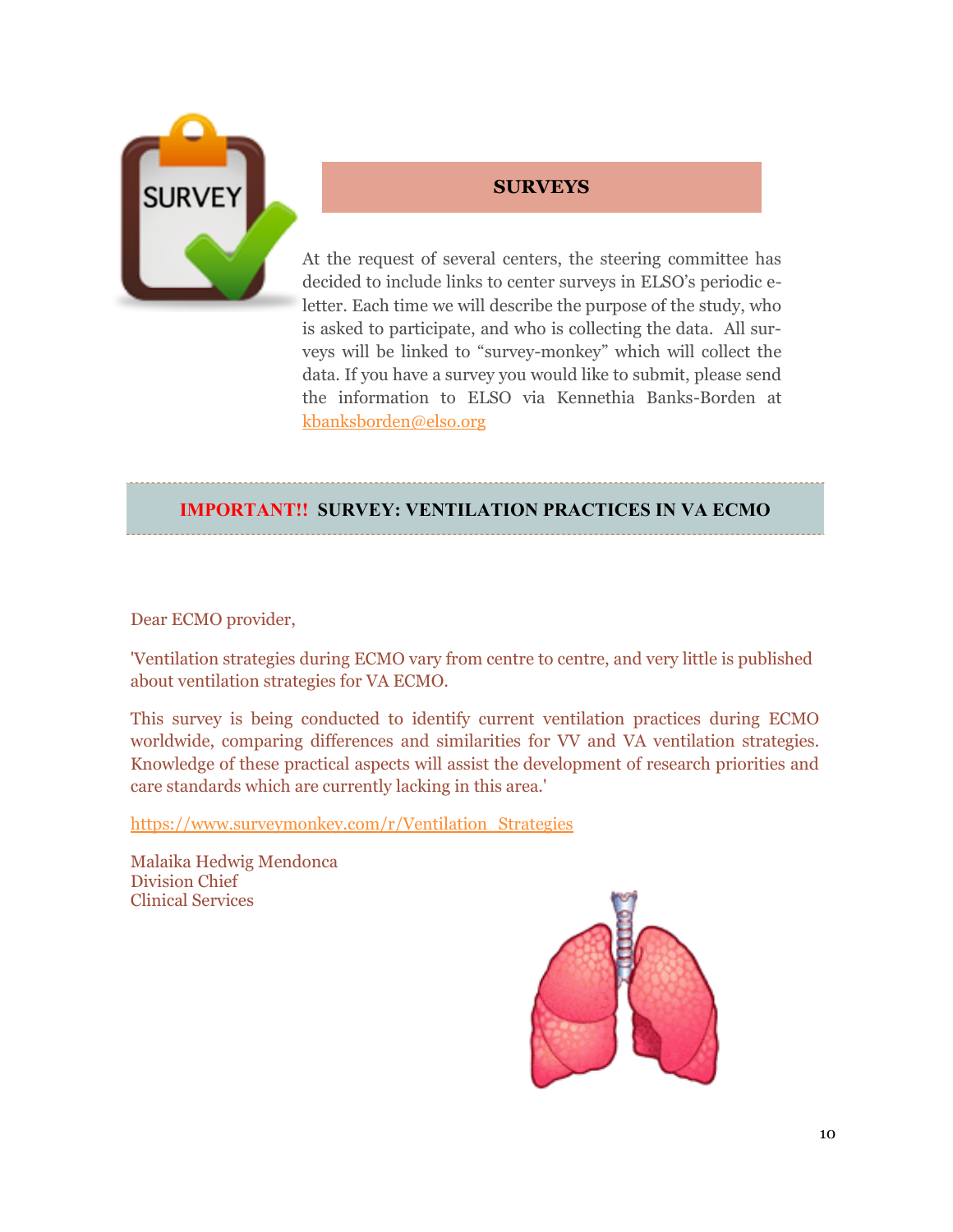## SURVEYS

At the request of several centers, the steering committee has decided to include links to center surveys in ELSO's periodic e-letter. Each time we will describe the purpose of the study, who is asked to participate, and who is collecting the data. All surveys will be linked to "survey-monkey" which will collect the data. If you have a survey you would like to submit, please send the information to ELSO via Kennethia Banks-Borden at kbanksborden@elso.org

## IMPORTANT!! SURVEY: VENTILATION PRACTICES IN VA ECMO

Dear ECMO provider,

'Ventilation strategies during ECMO vary from centre to centre, and very little is published about ventilation strategies for VA ECMO.

This survey is being conducted to identify current ventilation practices during ECMO worldwide, comparing differences and similarities for VV and VA ventilation strategies. Knowledge of these practical aspects will assist the development of research priorities and care standards which are currently lacking in this area.'

https://www.surveymonkey.com/r/Ventilation_Strategies

Malaika Hedwig Mendonca  
Division Chief  
Clinical Services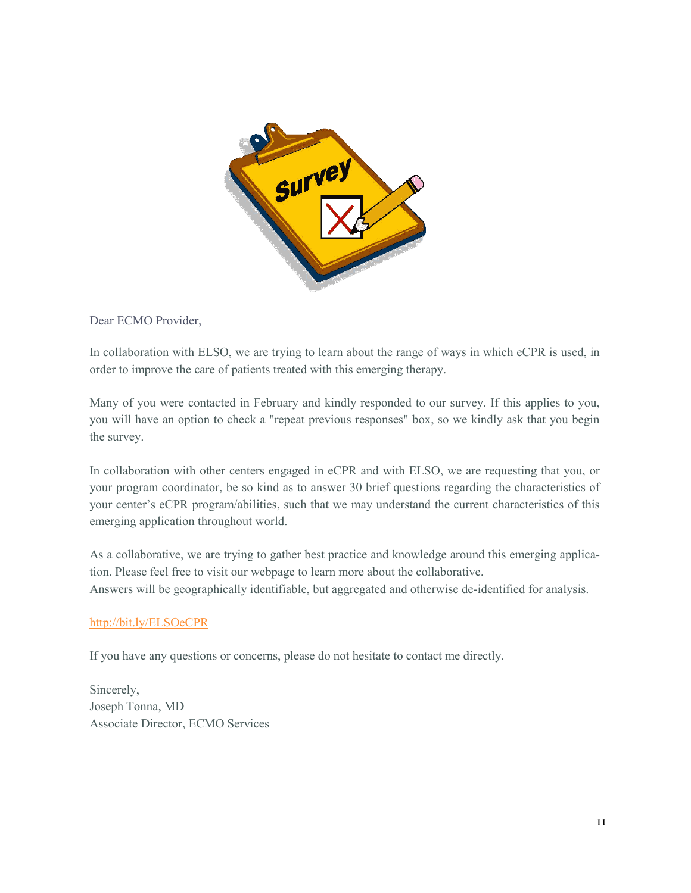Dear ECMO Provider,

In collaboration with ELSO, we are trying to learn about the range of ways in which eCPR is used, in order to improve the care of patients treated with this emerging therapy.

Many of you were contacted in February and kindly responded to our survey. If this applies to you, you will have an option to check a "repeat previous responses" box, so we kindly ask that you begin the survey.

In collaboration with other centers engaged in eCPR and with ELSO, we are requesting that you, or your program coordinator, be so kind as to answer 30 brief questions regarding the characteristics of your center's eCPR program/abilities, such that we may understand the current characteristics of this emerging application throughout world.

As a collaborative, we are trying to gather best practice and knowledge around this emerging application. Please feel free to visit our webpage to learn more about the collaborative.
Answers will be geographically identifiable, but aggregated and otherwise de-identified for analysis.

http://bit.ly/ELSOeCPR

If you have any questions or concerns, please do not hesitate to contact me directly.

Sincerely,
Joseph Tonna, MD
Associate Director, ECMO Services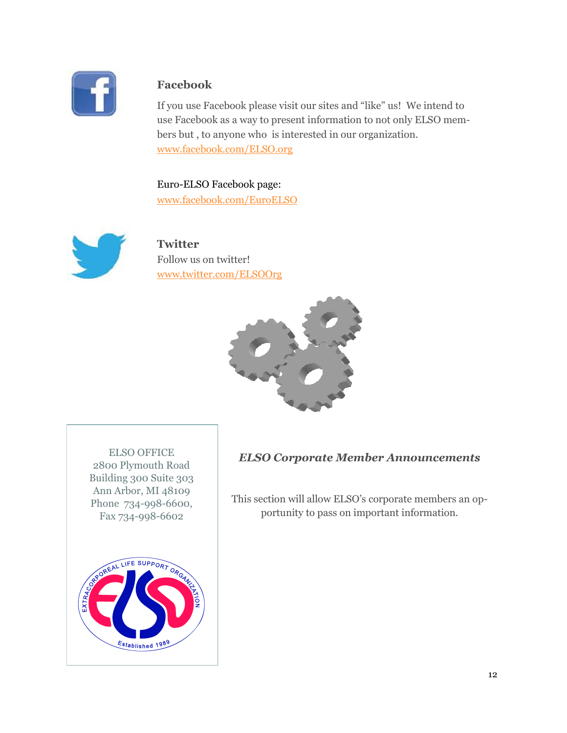### Facebook

If you use Facebook please visit our sites and "like" us! We intend to use Facebook as a way to present information to not only ELSO members but , to anyone who is interested in our organization.
www.facebook.com/ELSO.org

Euro-ELSO Facebook page:
www.facebook.com/EuroELSO

### Twitter

Follow us on twitter!
www.twitter.com/ELSOOrg

ELSO OFFICE
2800 Plymouth Road
Building 300 Suite 303
Ann Arbor, MI 48109
Phone 734-998-6600,
Fax 734-998-6602

### *ELSO Corporate Member Announcements*

This section will allow ELSO's corporate members an opportunity to pass on important information.